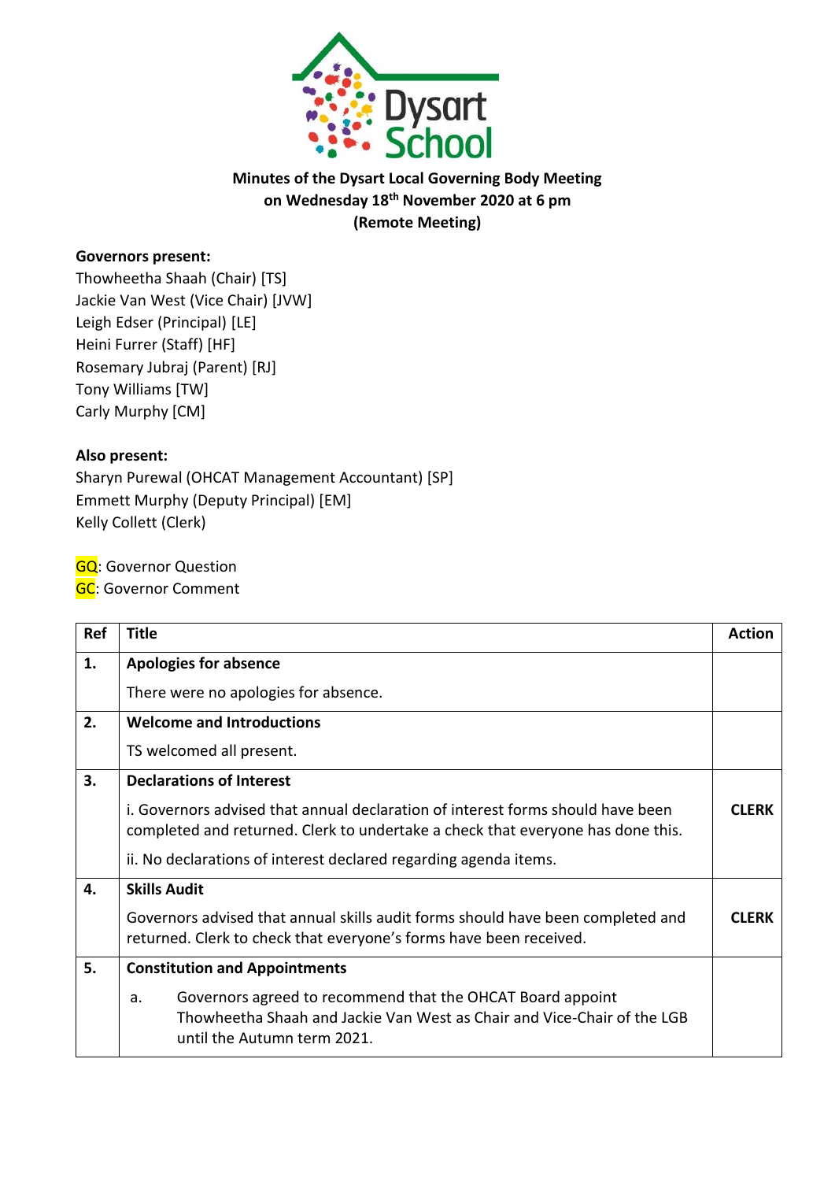**Minutes of the Dysart Local Governing Body Meeting on Wednesday 18th November 2020 at 6 pm (Remote Meeting)**

**Governors present:**
Thowheetha Shaah (Chair) [TS]
Jackie Van West (Vice Chair) [JVW]
Leigh Edser (Principal) [LE]
Heini Furrer (Staff) [HF]
Rosemary Jubraj (Parent) [RJ]
Tony Williams [TW]
Carly Murphy [CM]

**Also present:**
Sharyn Purewal (OHCAT Management Accountant) [SP]
Emmett Murphy (Deputy Principal) [EM]
Kelly Collett (Clerk)

GQ: Governor Question
GC: Governor Comment

| Ref | Title | Action |
|---|---|---|
| **1.** | **Apologies for absence**<br>There were no apologies for absence. | |
| **2.** | **Welcome and Introductions**<br>TS welcomed all present. | |
| **3.** | **Declarations of Interest**<br>i. Governors advised that annual declaration of interest forms should have been completed and returned. Clerk to undertake a check that everyone has done this.<br>ii. No declarations of interest declared regarding agenda items. | **CLERK** |
| **4.** | **Skills Audit**<br>Governors advised that annual skills audit forms should have been completed and returned. Clerk to check that everyone's forms have been received. | **CLERK** |
| **5.** | **Constitution and Appointments**<br>a. Governors agreed to recommend that the OHCAT Board appoint Thowheetha Shaah and Jackie Van West as Chair and Vice-Chair of the LGB until the Autumn term 2021. | |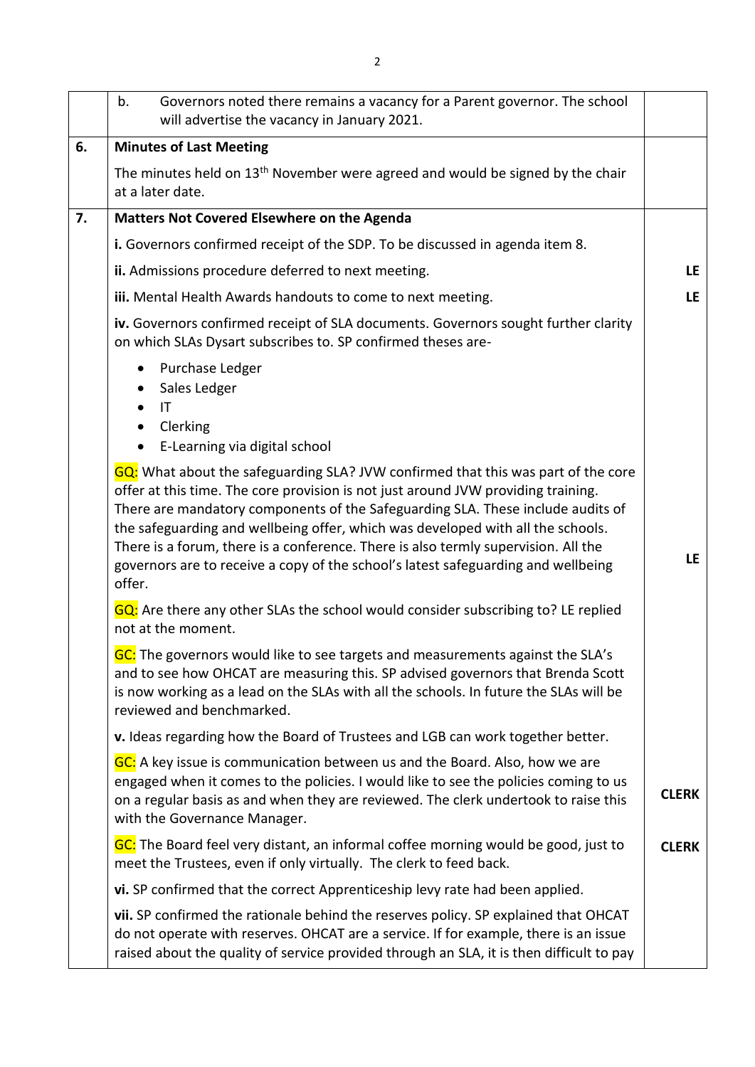| | | |
|---|---|---|
| | b. Governors noted there remains a vacancy for a Parent governor. The school will advertise the vacancy in January 2021. | |
| **6.** | **Minutes of Last Meeting**<br><br>The minutes held on 13th November were agreed and would be signed by the chair at a later date. | |
| **7.** | **Matters Not Covered Elsewhere on the Agenda**<br><br>**i.** Governors confirmed receipt of the SDP. To be discussed in agenda item 8. | |
| | **ii.** Admissions procedure deferred to next meeting. | **LE** |
| | **iii.** Mental Health Awards handouts to come to next meeting. | **LE** |
| | **iv.** Governors confirmed receipt of SLA documents. Governors sought further clarity on which SLAs Dysart subscribes to. SP confirmed theses are-<br><br>• Purchase Ledger<br>• Sales Ledger<br>• IT<br>• Clerking<br>• E-Learning via digital school<br><br>GQ: What about the safeguarding SLA? JVW confirmed that this was part of the core offer at this time. The core provision is not just around JVW providing training. There are mandatory components of the Safeguarding SLA. These include audits of the safeguarding and wellbeing offer, which was developed with all the schools. There is a forum, there is a conference. There is also termly supervision. All the governors are to receive a copy of the school's latest safeguarding and wellbeing offer. | **LE** |
| | GQ: Are there any other SLAs the school would consider subscribing to? LE replied not at the moment.<br><br>GC: The governors would like to see targets and measurements against the SLA's and to see how OHCAT are measuring this. SP advised governors that Brenda Scott is now working as a lead on the SLAs with all the schools. In future the SLAs will be reviewed and benchmarked.<br><br>**v.** Ideas regarding how the Board of Trustees and LGB can work together better. | |
| | GC: A key issue is communication between us and the Board. Also, how we are engaged when it comes to the policies. I would like to see the policies coming to us on a regular basis as and when they are reviewed. The clerk undertook to raise this with the Governance Manager. | **CLERK** |
| | GC: The Board feel very distant, an informal coffee morning would be good, just to meet the Trustees, even if only virtually. The clerk to feed back. | **CLERK** |
| | **vi.** SP confirmed that the correct Apprenticeship levy rate had been applied.<br><br>**vii.** SP confirmed the rationale behind the reserves policy. SP explained that OHCAT do not operate with reserves. OHCAT are a service. If for example, there is an issue raised about the quality of service provided through an SLA, it is then difficult to pay | |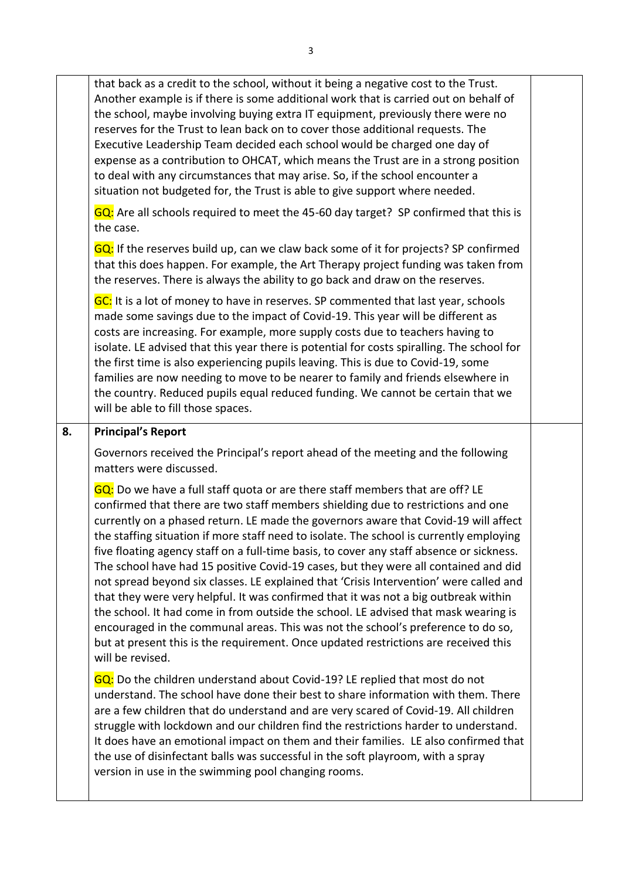| | | |
|---|---|---|
| | that back as a credit to the school, without it being a negative cost to the Trust. Another example is if there is some additional work that is carried out on behalf of the school, maybe involving buying extra IT equipment, previously there were no reserves for the Trust to lean back on to cover those additional requests. The Executive Leadership Team decided each school would be charged one day of expense as a contribution to OHCAT, which means the Trust are in a strong position to deal with any circumstances that may arise. So, if the school encounter a situation not budgeted for, the Trust is able to give support where needed.<br><br>GQ: Are all schools required to meet the 45-60 day target? SP confirmed that this is the case.<br><br>GQ: If the reserves build up, can we claw back some of it for projects? SP confirmed that this does happen. For example, the Art Therapy project funding was taken from the reserves. There is always the ability to go back and draw on the reserves.<br><br>GC: It is a lot of money to have in reserves. SP commented that last year, schools made some savings due to the impact of Covid-19. This year will be different as costs are increasing. For example, more supply costs due to teachers having to isolate. LE advised that this year there is potential for costs spiralling. The school for the first time is also experiencing pupils leaving. This is due to Covid-19, some families are now needing to move to be nearer to family and friends elsewhere in the country. Reduced pupils equal reduced funding. We cannot be certain that we will be able to fill those spaces. | |
| **8.** | **Principal's Report**<br><br>Governors received the Principal's report ahead of the meeting and the following matters were discussed.<br><br>GQ: Do we have a full staff quota or are there staff members that are off? LE confirmed that there are two staff members shielding due to restrictions and one currently on a phased return. LE made the governors aware that Covid-19 will affect the staffing situation if more staff need to isolate. The school is currently employing five floating agency staff on a full-time basis, to cover any staff absence or sickness. The school have had 15 positive Covid-19 cases, but they were all contained and did not spread beyond six classes. LE explained that 'Crisis Intervention' were called and that they were very helpful. It was confirmed that it was not a big outbreak within the school. It had come in from outside the school. LE advised that mask wearing is encouraged in the communal areas. This was not the school's preference to do so, but at present this is the requirement. Once updated restrictions are received this will be revised.<br><br>GQ: Do the children understand about Covid-19? LE replied that most do not understand. The school have done their best to share information with them. There are a few children that do understand and are very scared of Covid-19. All children struggle with lockdown and our children find the restrictions harder to understand. It does have an emotional impact on them and their families. LE also confirmed that the use of disinfectant balls was successful in the soft playroom, with a spray version in use in the swimming pool changing rooms. | |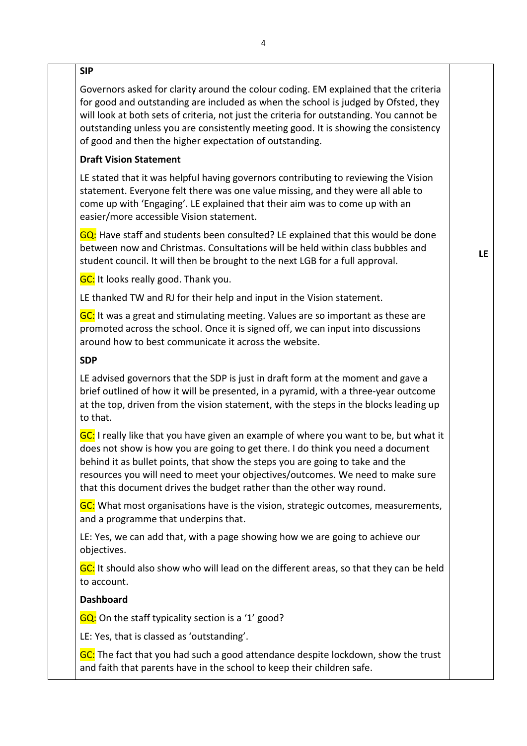**SIP**

Governors asked for clarity around the colour coding. EM explained that the criteria for good and outstanding are included as when the school is judged by Ofsted, they will look at both sets of criteria, not just the criteria for outstanding. You cannot be outstanding unless you are consistently meeting good. It is showing the consistency of good and then the higher expectation of outstanding.

**Draft Vision Statement**

LE stated that it was helpful having governors contributing to reviewing the Vision statement. Everyone felt there was one value missing, and they were all able to come up with 'Engaging'. LE explained that their aim was to come up with an easier/more accessible Vision statement.

GQ: Have staff and students been consulted? LE explained that this would be done between now and Christmas. Consultations will be held within class bubbles and student council. It will then be brought to the next LGB for a full approval. **LE**

GC: It looks really good. Thank you.

LE thanked TW and RJ for their help and input in the Vision statement.

GC: It was a great and stimulating meeting. Values are so important as these are promoted across the school. Once it is signed off, we can input into discussions around how to best communicate it across the website.

**SDP**

LE advised governors that the SDP is just in draft form at the moment and gave a brief outlined of how it will be presented, in a pyramid, with a three-year outcome at the top, driven from the vision statement, with the steps in the blocks leading up to that.

GC: I really like that you have given an example of where you want to be, but what it does not show is how you are going to get there. I do think you need a document behind it as bullet points, that show the steps you are going to take and the resources you will need to meet your objectives/outcomes. We need to make sure that this document drives the budget rather than the other way round.

GC: What most organisations have is the vision, strategic outcomes, measurements, and a programme that underpins that.

LE: Yes, we can add that, with a page showing how we are going to achieve our objectives.

GC: It should also show who will lead on the different areas, so that they can be held to account.

**Dashboard**

GQ: On the staff typicality section is a '1' good?

LE: Yes, that is classed as 'outstanding'.

GC: The fact that you had such a good attendance despite lockdown, show the trust and faith that parents have in the school to keep their children safe.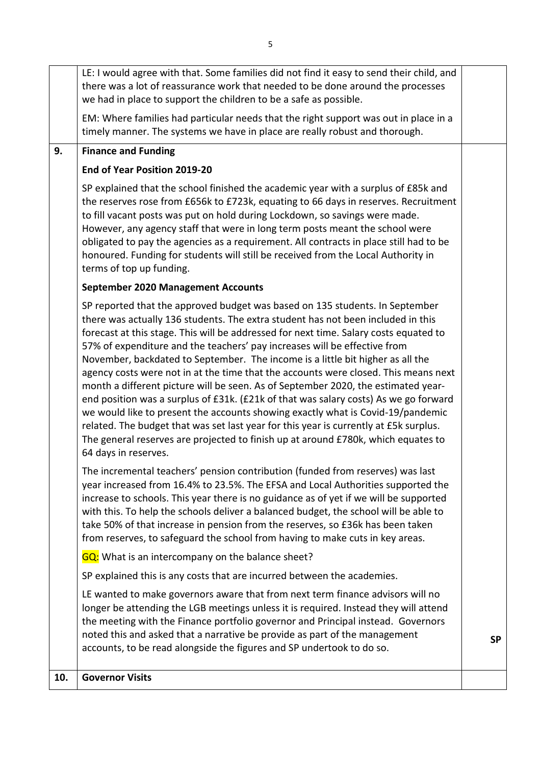| | | |
|---|---|---|
| | LE: I would agree with that. Some families did not find it easy to send their child, and there was a lot of reassurance work that needed to be done around the processes we had in place to support the children to be a safe as possible.<br><br>EM: Where families had particular needs that the right support was out in place in a timely manner. The systems we have in place are really robust and thorough. | |
| **9.** | **Finance and Funding**<br><br>**End of Year Position 2019-20**<br><br>SP explained that the school finished the academic year with a surplus of £85k and the reserves rose from £656k to £723k, equating to 66 days in reserves. Recruitment to fill vacant posts was put on hold during Lockdown, so savings were made. However, any agency staff that were in long term posts meant the school were obligated to pay the agencies as a requirement. All contracts in place still had to be honoured. Funding for students will still be received from the Local Authority in terms of top up funding.<br><br>**September 2020 Management Accounts**<br><br>SP reported that the approved budget was based on 135 students. In September there was actually 136 students. The extra student has not been included in this forecast at this stage. This will be addressed for next time. Salary costs equated to 57% of expenditure and the teachers' pay increases will be effective from November, backdated to September. The income is a little bit higher as all the agency costs were not in at the time that the accounts were closed. This means next month a different picture will be seen. As of September 2020, the estimated year-end position was a surplus of £31k. (£21k of that was salary costs) As we go forward we would like to present the accounts showing exactly what is Covid-19/pandemic related. The budget that was set last year for this year is currently at £5k surplus. The general reserves are projected to finish up at around £780k, which equates to 64 days in reserves.<br><br>The incremental teachers' pension contribution (funded from reserves) was last year increased from 16.4% to 23.5%. The EFSA and Local Authorities supported the increase to schools. This year there is no guidance as of yet if we will be supported with this. To help the schools deliver a balanced budget, the school will be able to take 50% of that increase in pension from the reserves, so £36k has been taken from reserves, to safeguard the school from having to make cuts in key areas.<br><br>GQ: What is an intercompany on the balance sheet?<br><br>SP explained this is any costs that are incurred between the academies.<br><br>LE wanted to make governors aware that from next term finance advisors will no longer be attending the LGB meetings unless it is required. Instead they will attend the meeting with the Finance portfolio governor and Principal instead. Governors noted this and asked that a narrative be provide as part of the management accounts, to be read alongside the figures and SP undertook to do so. | **SP** |
| **10.** | **Governor Visits** | |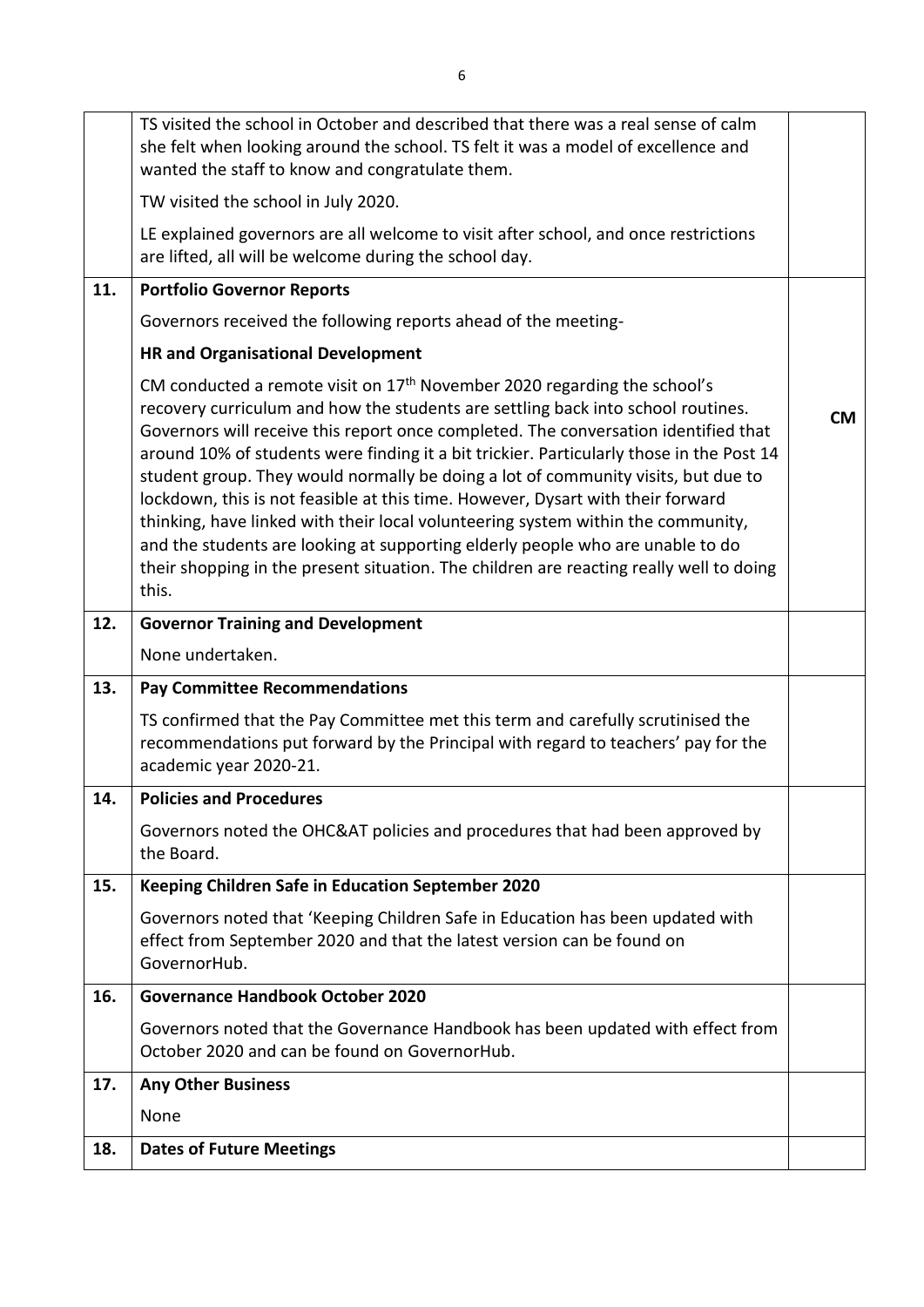| | | |
|---|---|---|
| | TS visited the school in October and described that there was a real sense of calm she felt when looking around the school. TS felt it was a model of excellence and wanted the staff to know and congratulate them.<br><br>TW visited the school in July 2020.<br><br>LE explained governors are all welcome to visit after school, and once restrictions are lifted, all will be welcome during the school day. | |
| **11.** | **Portfolio Governor Reports**<br><br>Governors received the following reports ahead of the meeting-<br><br>**HR and Organisational Development**<br><br>CM conducted a remote visit on 17th November 2020 regarding the school's recovery curriculum and how the students are settling back into school routines. Governors will receive this report once completed. The conversation identified that around 10% of students were finding it a bit trickier. Particularly those in the Post 14 student group. They would normally be doing a lot of community visits, but due to lockdown, this is not feasible at this time. However, Dysart with their forward thinking, have linked with their local volunteering system within the community, and the students are looking at supporting elderly people who are unable to do their shopping in the present situation. The children are reacting really well to doing this. | **CM** |
| **12.** | **Governor Training and Development**<br><br>None undertaken. | |
| **13.** | **Pay Committee Recommendations**<br><br>TS confirmed that the Pay Committee met this term and carefully scrutinised the recommendations put forward by the Principal with regard to teachers' pay for the academic year 2020-21. | |
| **14.** | **Policies and Procedures**<br><br>Governors noted the OHC&AT policies and procedures that had been approved by the Board. | |
| **15.** | **Keeping Children Safe in Education September 2020**<br><br>Governors noted that 'Keeping Children Safe in Education has been updated with effect from September 2020 and that the latest version can be found on GovernorHub. | |
| **16.** | **Governance Handbook October 2020**<br><br>Governors noted that the Governance Handbook has been updated with effect from October 2020 and can be found on GovernorHub. | |
| **17.** | **Any Other Business**<br><br>None | |
| **18.** | **Dates of Future Meetings** | |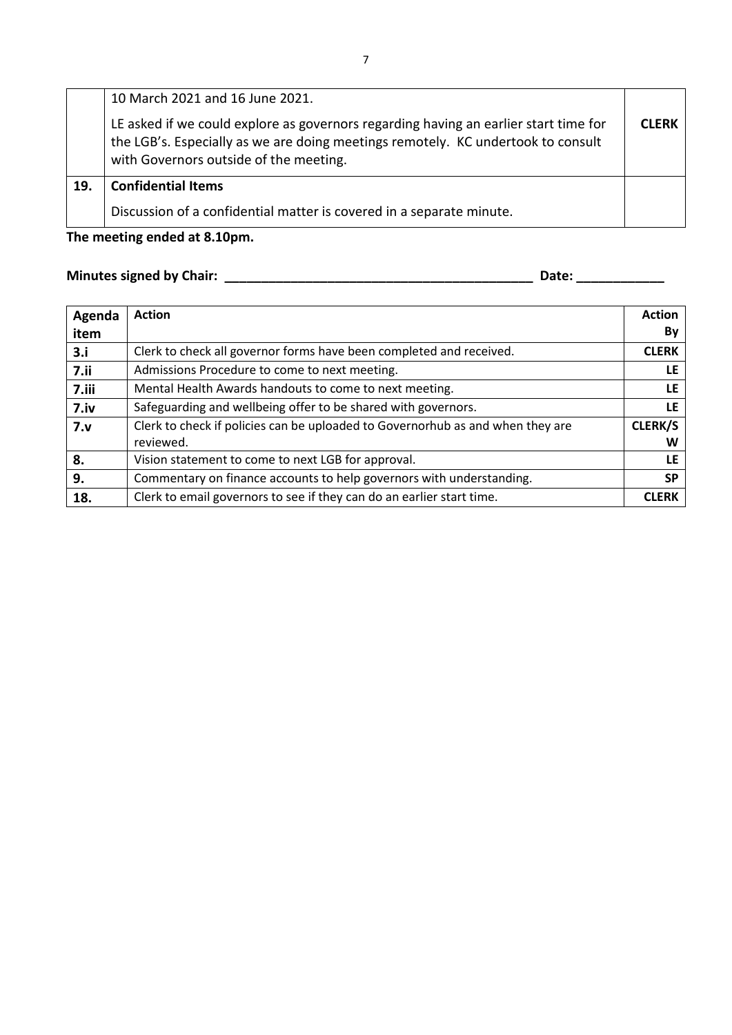| | | |
|---|---|---|
| | 10 March 2021 and 16 June 2021.<br><br>LE asked if we could explore as governors regarding having an earlier start time for the LGB's. Especially as we are doing meetings remotely. KC undertook to consult with Governors outside of the meeting. | **CLERK** |
| **19.** | **Confidential Items**<br><br>Discussion of a confidential matter is covered in a separate minute. | |

**The meeting ended at 8.10pm.**

**Minutes signed by Chair: ___________________________________________ Date: ____________**

| Agenda item | Action | Action By |
|---|---|---|
| **3.i** | Clerk to check all governor forms have been completed and received. | **CLERK** |
| **7.ii** | Admissions Procedure to come to next meeting. | **LE** |
| **7.iii** | Mental Health Awards handouts to come to next meeting. | **LE** |
| **7.iv** | Safeguarding and wellbeing offer to be shared with governors. | **LE** |
| **7.v** | Clerk to check if policies can be uploaded to Governorhub as and when they are reviewed. | **CLERK/SW** |
| **8.** | Vision statement to come to next LGB for approval. | **LE** |
| **9.** | Commentary on finance accounts to help governors with understanding. | **SP** |
| **18.** | Clerk to email governors to see if they can do an earlier start time. | **CLERK** |